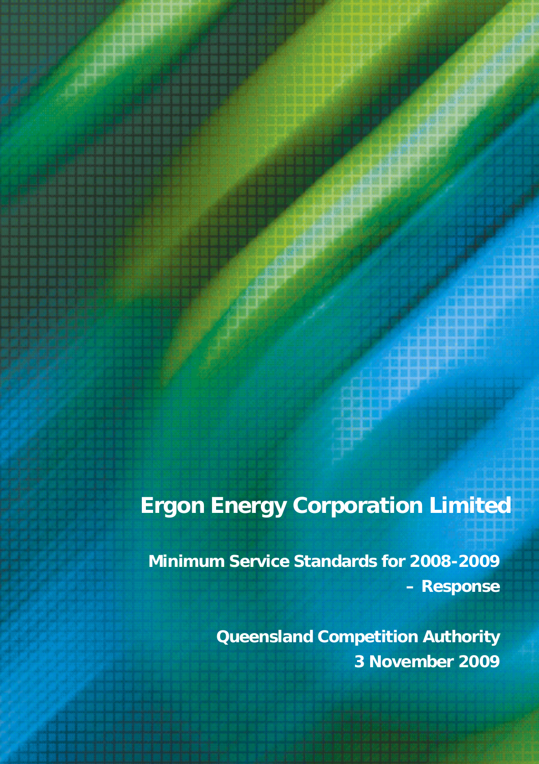# Ergon Energy Corporation Limited

## Minimum Service Standards for 2008-2009 – Response

**Queensland Competition Authority**

**3 November 2009**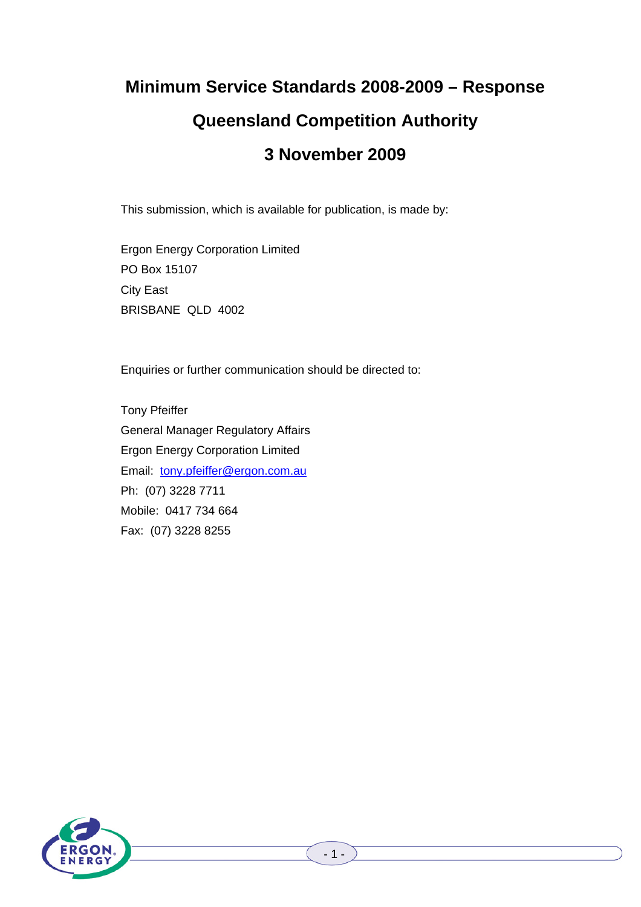# Minimum Service Standards 2008-2009 – Response

# Queensland Competition Authority

# 3 November 2009

This submission, which is available for publication, is made by:

Ergon Energy Corporation Limited
PO Box 15107
City East
BRISBANE QLD 4002

Enquiries or further communication should be directed to:

Tony Pfeiffer
General Manager Regulatory Affairs
Ergon Energy Corporation Limited
Email: [tony.pfeiffer@ergon.com.au](mailto:tony.pfeiffer@ergon.com.au)
Ph: (07) 3228 7711
Mobile: 0417 734 664
Fax: (07) 3228 8255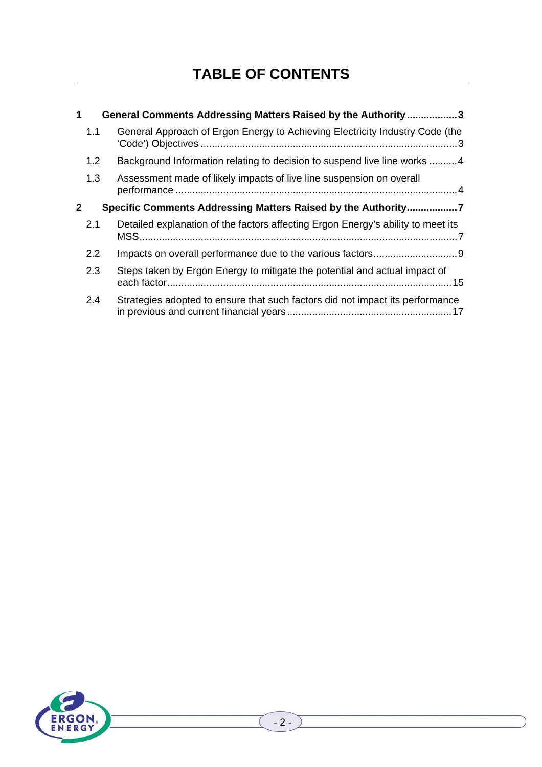# TABLE OF CONTENTS

**1 General Comments Addressing Matters Raised by the Authority .................. 3**

1.1 General Approach of Ergon Energy to Achieving Electricity Industry Code (the 'Code') Objectives ........................................................................................... 3

1.2 Background Information relating to decision to suspend live line works .......... 4

1.3 Assessment made of likely impacts of live line suspension on overall performance .................................................................................................... 4

**2 Specific Comments Addressing Matters Raised by the Authority .................. 7**

2.1 Detailed explanation of the factors affecting Ergon Energy's ability to meet its MSS ................................................................................................................ 7

2.2 Impacts on overall performance due to the various factors ............................. 9

2.3 Steps taken by Ergon Energy to mitigate the potential and actual impact of each factor ..................................................................................................... 15

2.4 Strategies adopted to ensure that such factors did not impact its performance in previous and current financial years ........................................................... 17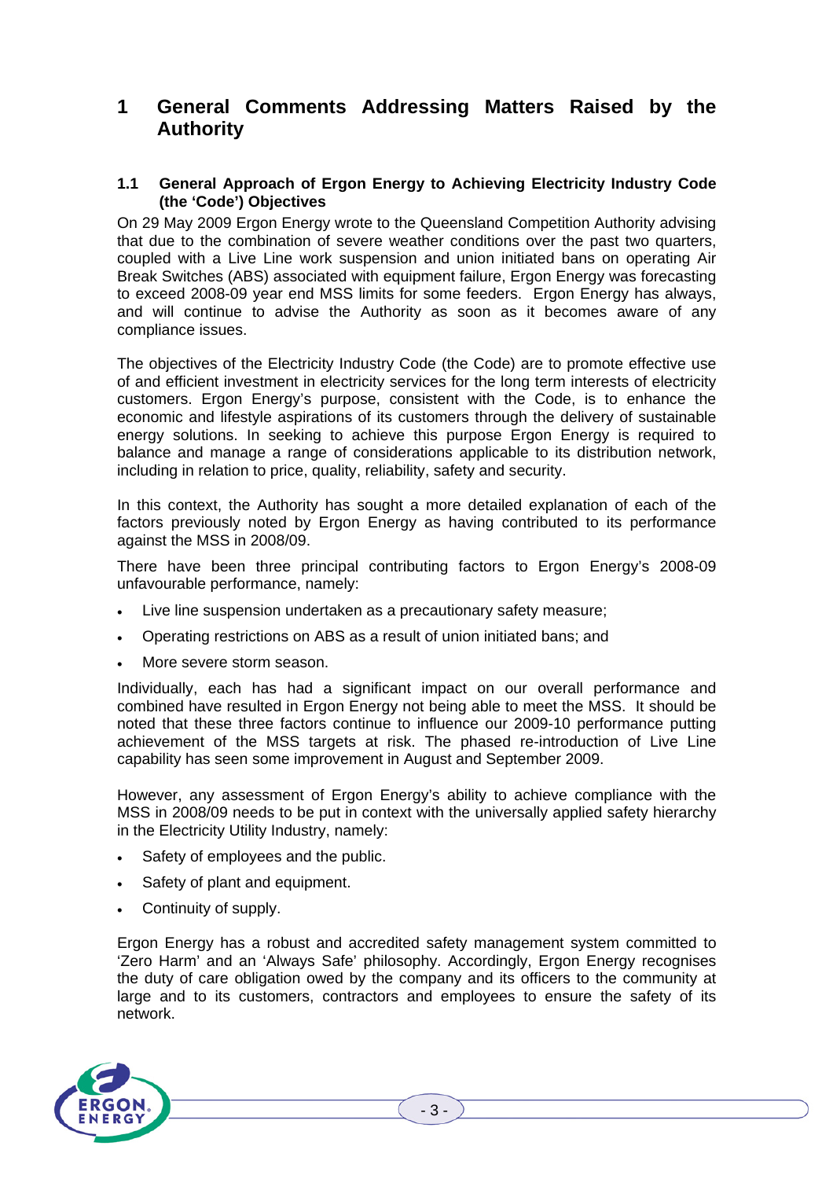# 1 General Comments Addressing Matters Raised by the Authority

## 1.1 General Approach of Ergon Energy to Achieving Electricity Industry Code (the 'Code') Objectives

On 29 May 2009 Ergon Energy wrote to the Queensland Competition Authority advising that due to the combination of severe weather conditions over the past two quarters, coupled with a Live Line work suspension and union initiated bans on operating Air Break Switches (ABS) associated with equipment failure, Ergon Energy was forecasting to exceed 2008-09 year end MSS limits for some feeders. Ergon Energy has always, and will continue to advise the Authority as soon as it becomes aware of any compliance issues.

The objectives of the Electricity Industry Code (the Code) are to promote effective use of and efficient investment in electricity services for the long term interests of electricity customers. Ergon Energy's purpose, consistent with the Code, is to enhance the economic and lifestyle aspirations of its customers through the delivery of sustainable energy solutions. In seeking to achieve this purpose Ergon Energy is required to balance and manage a range of considerations applicable to its distribution network, including in relation to price, quality, reliability, safety and security.

In this context, the Authority has sought a more detailed explanation of each of the factors previously noted by Ergon Energy as having contributed to its performance against the MSS in 2008/09.

There have been three principal contributing factors to Ergon Energy's 2008-09 unfavourable performance, namely:

- Live line suspension undertaken as a precautionary safety measure;
- Operating restrictions on ABS as a result of union initiated bans; and
- More severe storm season.

Individually, each has had a significant impact on our overall performance and combined have resulted in Ergon Energy not being able to meet the MSS. It should be noted that these three factors continue to influence our 2009-10 performance putting achievement of the MSS targets at risk. The phased re-introduction of Live Line capability has seen some improvement in August and September 2009.

However, any assessment of Ergon Energy's ability to achieve compliance with the MSS in 2008/09 needs to be put in context with the universally applied safety hierarchy in the Electricity Utility Industry, namely:

- Safety of employees and the public.
- Safety of plant and equipment.
- Continuity of supply.

Ergon Energy has a robust and accredited safety management system committed to 'Zero Harm' and an 'Always Safe' philosophy. Accordingly, Ergon Energy recognises the duty of care obligation owed by the company and its officers to the community at large and to its customers, contractors and employees to ensure the safety of its network.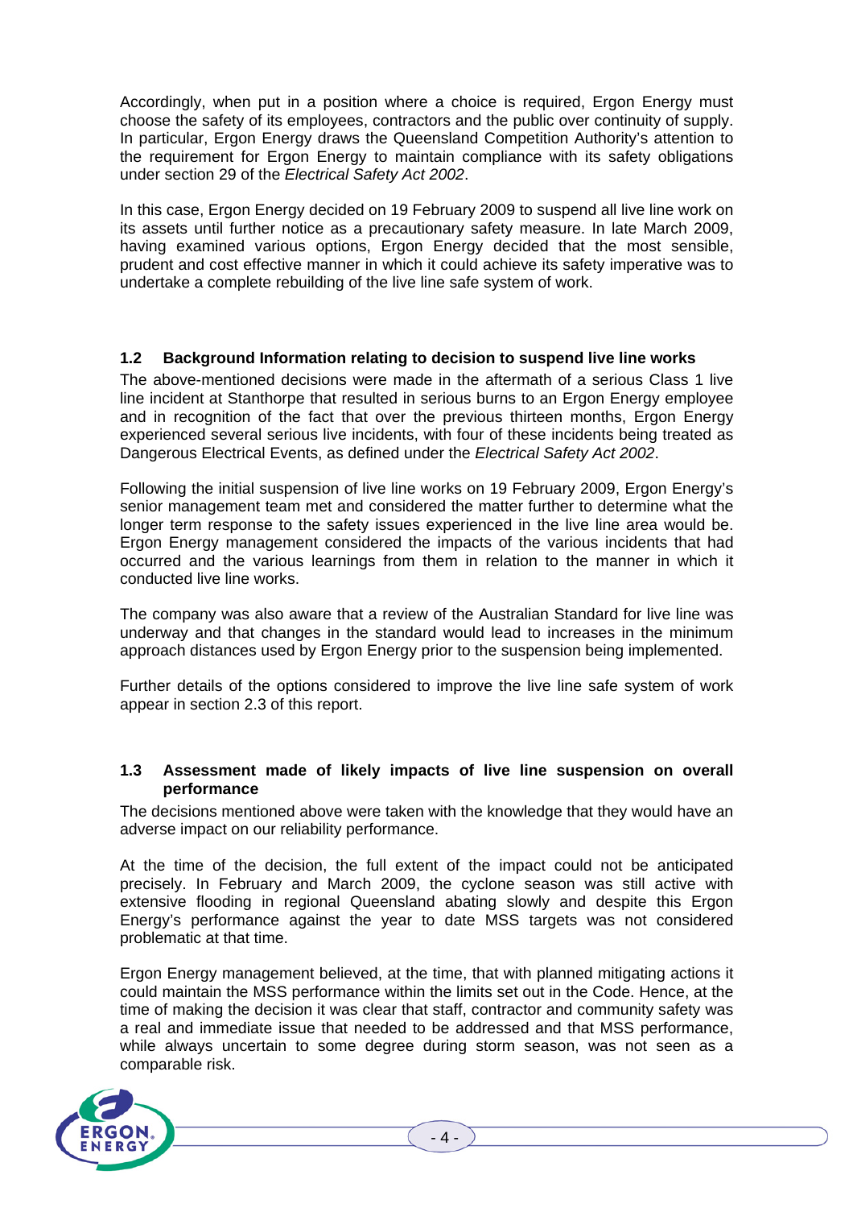Accordingly, when put in a position where a choice is required, Ergon Energy must choose the safety of its employees, contractors and the public over continuity of supply. In particular, Ergon Energy draws the Queensland Competition Authority's attention to the requirement for Ergon Energy to maintain compliance with its safety obligations under section 29 of the *Electrical Safety Act 2002*.

In this case, Ergon Energy decided on 19 February 2009 to suspend all live line work on its assets until further notice as a precautionary safety measure. In late March 2009, having examined various options, Ergon Energy decided that the most sensible, prudent and cost effective manner in which it could achieve its safety imperative was to undertake a complete rebuilding of the live line safe system of work.

### 1.2 Background Information relating to decision to suspend live line works

The above-mentioned decisions were made in the aftermath of a serious Class 1 live line incident at Stanthorpe that resulted in serious burns to an Ergon Energy employee and in recognition of the fact that over the previous thirteen months, Ergon Energy experienced several serious live incidents, with four of these incidents being treated as Dangerous Electrical Events, as defined under the *Electrical Safety Act 2002*.

Following the initial suspension of live line works on 19 February 2009, Ergon Energy's senior management team met and considered the matter further to determine what the longer term response to the safety issues experienced in the live line area would be. Ergon Energy management considered the impacts of the various incidents that had occurred and the various learnings from them in relation to the manner in which it conducted live line works.

The company was also aware that a review of the Australian Standard for live line was underway and that changes in the standard would lead to increases in the minimum approach distances used by Ergon Energy prior to the suspension being implemented.

Further details of the options considered to improve the live line safe system of work appear in section 2.3 of this report.

### 1.3 Assessment made of likely impacts of live line suspension on overall performance

The decisions mentioned above were taken with the knowledge that they would have an adverse impact on our reliability performance.

At the time of the decision, the full extent of the impact could not be anticipated precisely. In February and March 2009, the cyclone season was still active with extensive flooding in regional Queensland abating slowly and despite this Ergon Energy's performance against the year to date MSS targets was not considered problematic at that time.

Ergon Energy management believed, at the time, that with planned mitigating actions it could maintain the MSS performance within the limits set out in the Code. Hence, at the time of making the decision it was clear that staff, contractor and community safety was a real and immediate issue that needed to be addressed and that MSS performance, while always uncertain to some degree during storm season, was not seen as a comparable risk.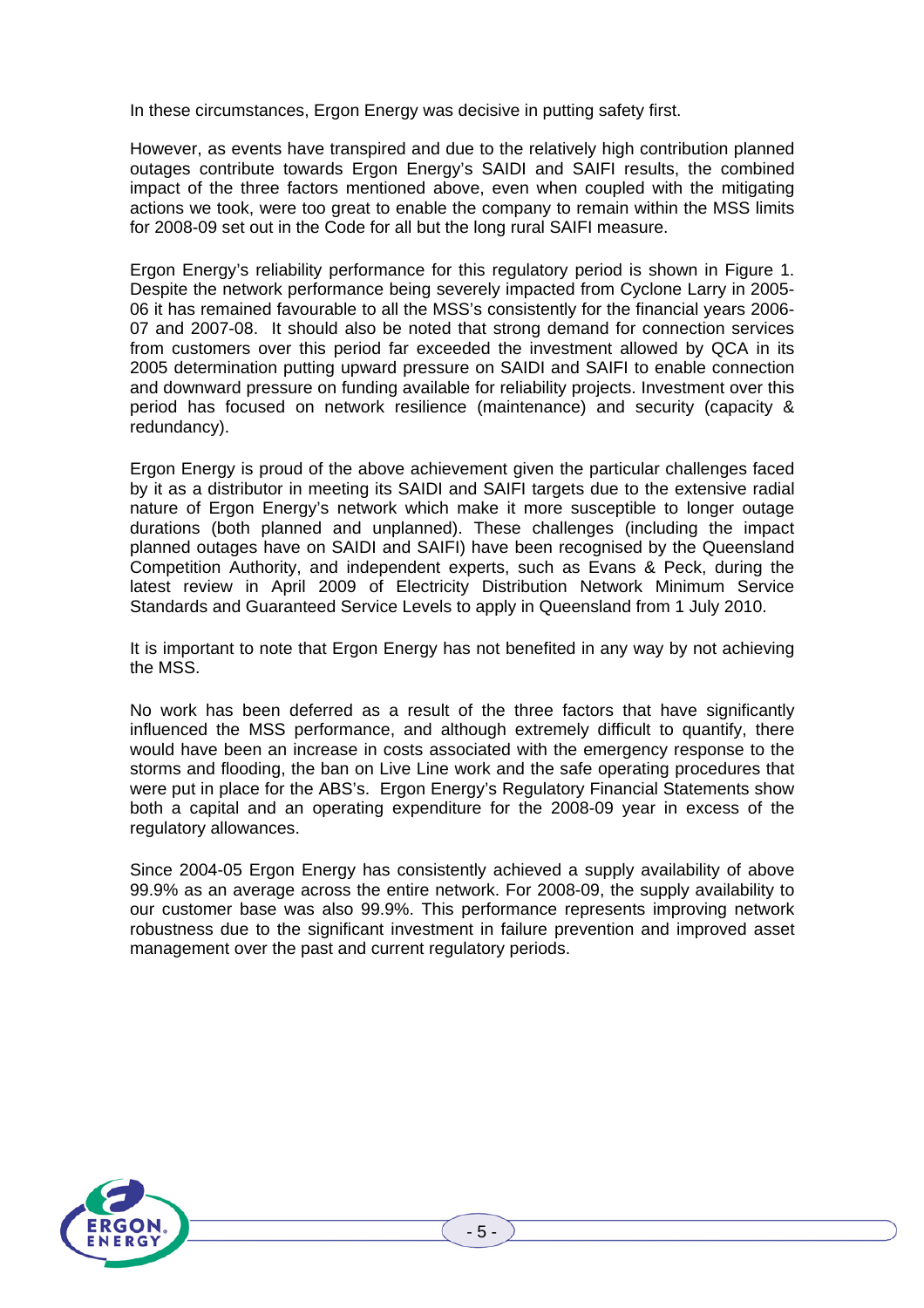In these circumstances, Ergon Energy was decisive in putting safety first.

However, as events have transpired and due to the relatively high contribution planned outages contribute towards Ergon Energy's SAIDI and SAIFI results, the combined impact of the three factors mentioned above, even when coupled with the mitigating actions we took, were too great to enable the company to remain within the MSS limits for 2008-09 set out in the Code for all but the long rural SAIFI measure.

Ergon Energy's reliability performance for this regulatory period is shown in Figure 1. Despite the network performance being severely impacted from Cyclone Larry in 2005-06 it has remained favourable to all the MSS's consistently for the financial years 2006-07 and 2007-08. It should also be noted that strong demand for connection services from customers over this period far exceeded the investment allowed by QCA in its 2005 determination putting upward pressure on SAIDI and SAIFI to enable connection and downward pressure on funding available for reliability projects. Investment over this period has focused on network resilience (maintenance) and security (capacity & redundancy).

Ergon Energy is proud of the above achievement given the particular challenges faced by it as a distributor in meeting its SAIDI and SAIFI targets due to the extensive radial nature of Ergon Energy's network which make it more susceptible to longer outage durations (both planned and unplanned). These challenges (including the impact planned outages have on SAIDI and SAIFI) have been recognised by the Queensland Competition Authority, and independent experts, such as Evans & Peck, during the latest review in April 2009 of Electricity Distribution Network Minimum Service Standards and Guaranteed Service Levels to apply in Queensland from 1 July 2010.

It is important to note that Ergon Energy has not benefited in any way by not achieving the MSS.

No work has been deferred as a result of the three factors that have significantly influenced the MSS performance, and although extremely difficult to quantify, there would have been an increase in costs associated with the emergency response to the storms and flooding, the ban on Live Line work and the safe operating procedures that were put in place for the ABS's. Ergon Energy's Regulatory Financial Statements show both a capital and an operating expenditure for the 2008-09 year in excess of the regulatory allowances.

Since 2004-05 Ergon Energy has consistently achieved a supply availability of above 99.9% as an average across the entire network. For 2008-09, the supply availability to our customer base was also 99.9%. This performance represents improving network robustness due to the significant investment in failure prevention and improved asset management over the past and current regulatory periods.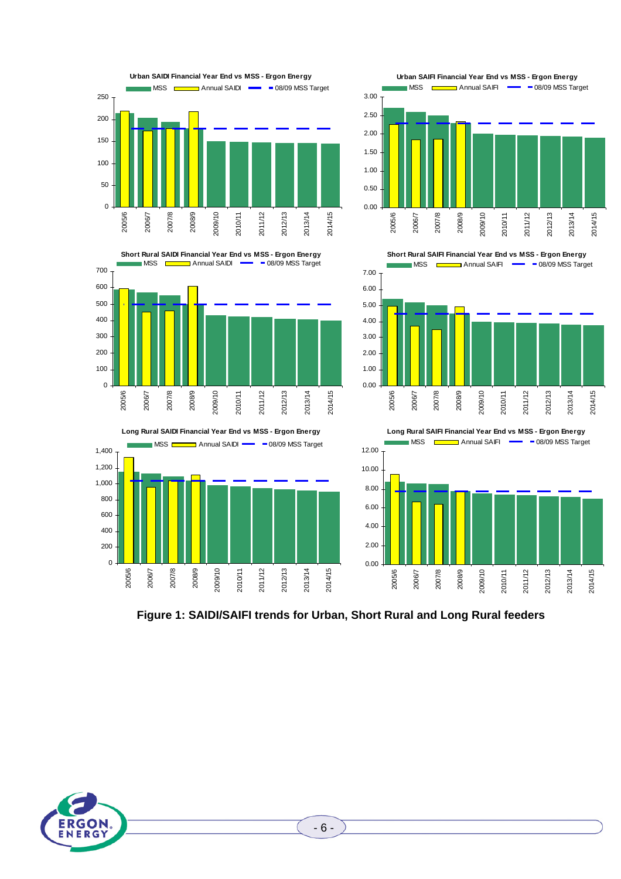**Urban SAIDI Financial Year End vs MSS - Ergon Energy**

**Urban SAIFI Financial Year End vs MSS - Ergon Energy**

**Short Rural SAIDI Financial Year End vs MSS - Ergon Energy**

**Short Rural SAIFI Financial Year End vs MSS - Ergon Energy**

**Long Rural SAIDI Financial Year End vs MSS - Ergon Energy**

**Long Rural SAIFI Financial Year End vs MSS - Ergon Energy**

**Figure 1: SAIDI/SAIFI trends for Urban, Short Rural and Long Rural feeders**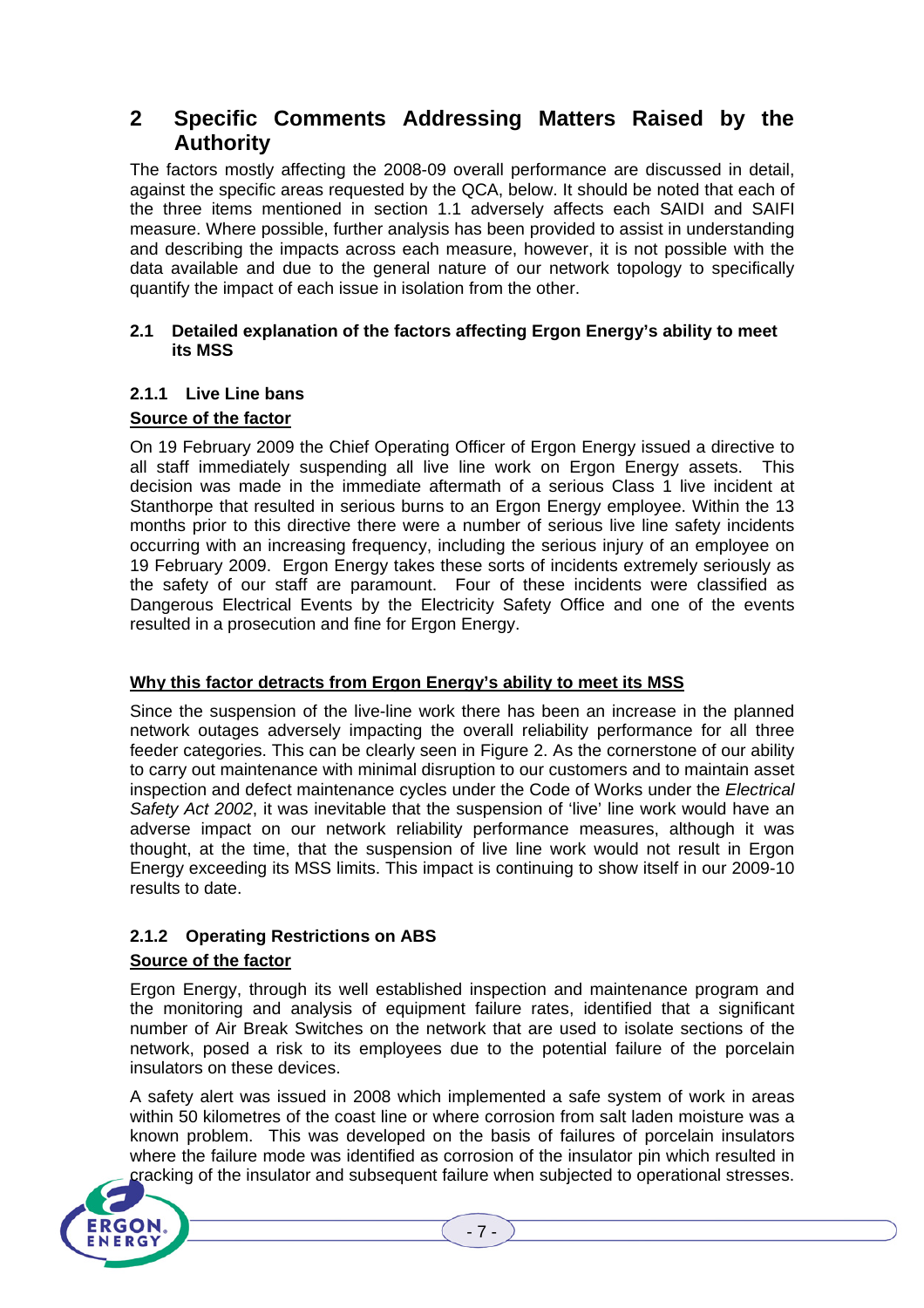# 2 Specific Comments Addressing Matters Raised by the Authority

The factors mostly affecting the 2008-09 overall performance are discussed in detail, against the specific areas requested by the QCA, below. It should be noted that each of the three items mentioned in section 1.1 adversely affects each SAIDI and SAIFI measure. Where possible, further analysis has been provided to assist in understanding and describing the impacts across each measure, however, it is not possible with the data available and due to the general nature of our network topology to specifically quantify the impact of each issue in isolation from the other.

## 2.1 Detailed explanation of the factors affecting Ergon Energy's ability to meet its MSS

### 2.1.1 Live Line bans

**Source of the factor**

On 19 February 2009 the Chief Operating Officer of Ergon Energy issued a directive to all staff immediately suspending all live line work on Ergon Energy assets. This decision was made in the immediate aftermath of a serious Class 1 live incident at Stanthorpe that resulted in serious burns to an Ergon Energy employee. Within the 13 months prior to this directive there were a number of serious live line safety incidents occurring with an increasing frequency, including the serious injury of an employee on 19 February 2009. Ergon Energy takes these sorts of incidents extremely seriously as the safety of our staff are paramount. Four of these incidents were classified as Dangerous Electrical Events by the Electricity Safety Office and one of the events resulted in a prosecution and fine for Ergon Energy.

**Why this factor detracts from Ergon Energy's ability to meet its MSS**

Since the suspension of the live-line work there has been an increase in the planned network outages adversely impacting the overall reliability performance for all three feeder categories. This can be clearly seen in Figure 2. As the cornerstone of our ability to carry out maintenance with minimal disruption to our customers and to maintain asset inspection and defect maintenance cycles under the Code of Works under the *Electrical Safety Act 2002*, it was inevitable that the suspension of 'live' line work would have an adverse impact on our network reliability performance measures, although it was thought, at the time, that the suspension of live line work would not result in Ergon Energy exceeding its MSS limits. This impact is continuing to show itself in our 2009-10 results to date.

### 2.1.2 Operating Restrictions on ABS

**Source of the factor**

Ergon Energy, through its well established inspection and maintenance program and the monitoring and analysis of equipment failure rates, identified that a significant number of Air Break Switches on the network that are used to isolate sections of the network, posed a risk to its employees due to the potential failure of the porcelain insulators on these devices.

A safety alert was issued in 2008 which implemented a safe system of work in areas within 50 kilometres of the coast line or where corrosion from salt laden moisture was a known problem. This was developed on the basis of failures of porcelain insulators where the failure mode was identified as corrosion of the insulator pin which resulted in cracking of the insulator and subsequent failure when subjected to operational stresses.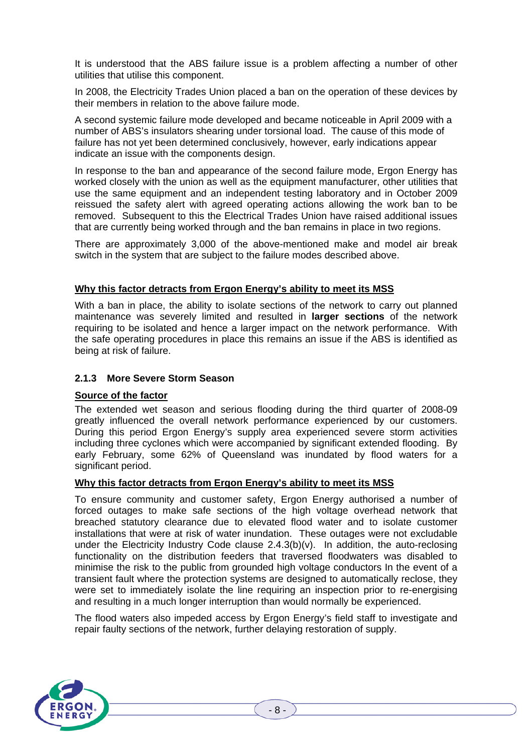It is understood that the ABS failure issue is a problem affecting a number of other utilities that utilise this component.

In 2008, the Electricity Trades Union placed a ban on the operation of these devices by their members in relation to the above failure mode.

A second systemic failure mode developed and became noticeable in April 2009 with a number of ABS's insulators shearing under torsional load. The cause of this mode of failure has not yet been determined conclusively, however, early indications appear indicate an issue with the components design.

In response to the ban and appearance of the second failure mode, Ergon Energy has worked closely with the union as well as the equipment manufacturer, other utilities that use the same equipment and an independent testing laboratory and in October 2009 reissued the safety alert with agreed operating actions allowing the work ban to be removed. Subsequent to this the Electrical Trades Union have raised additional issues that are currently being worked through and the ban remains in place in two regions.

There are approximately 3,000 of the above-mentioned make and model air break switch in the system that are subject to the failure modes described above.

**Why this factor detracts from Ergon Energy's ability to meet its MSS**

With a ban in place, the ability to isolate sections of the network to carry out planned maintenance was severely limited and resulted in **larger sections** of the network requiring to be isolated and hence a larger impact on the network performance. With the safe operating procedures in place this remains an issue if the ABS is identified as being at risk of failure.

### 2.1.3 More Severe Storm Season

**Source of the factor**

The extended wet season and serious flooding during the third quarter of 2008-09 greatly influenced the overall network performance experienced by our customers. During this period Ergon Energy's supply area experienced severe storm activities including three cyclones which were accompanied by significant extended flooding. By early February, some 62% of Queensland was inundated by flood waters for a significant period.

**Why this factor detracts from Ergon Energy's ability to meet its MSS**

To ensure community and customer safety, Ergon Energy authorised a number of forced outages to make safe sections of the high voltage overhead network that breached statutory clearance due to elevated flood water and to isolate customer installations that were at risk of water inundation. These outages were not excludable under the Electricity Industry Code clause 2.4.3(b)(v). In addition, the auto-reclosing functionality on the distribution feeders that traversed floodwaters was disabled to minimise the risk to the public from grounded high voltage conductors In the event of a transient fault where the protection systems are designed to automatically reclose, they were set to immediately isolate the line requiring an inspection prior to re-energising and resulting in a much longer interruption than would normally be experienced.

The flood waters also impeded access by Ergon Energy's field staff to investigate and repair faulty sections of the network, further delaying restoration of supply.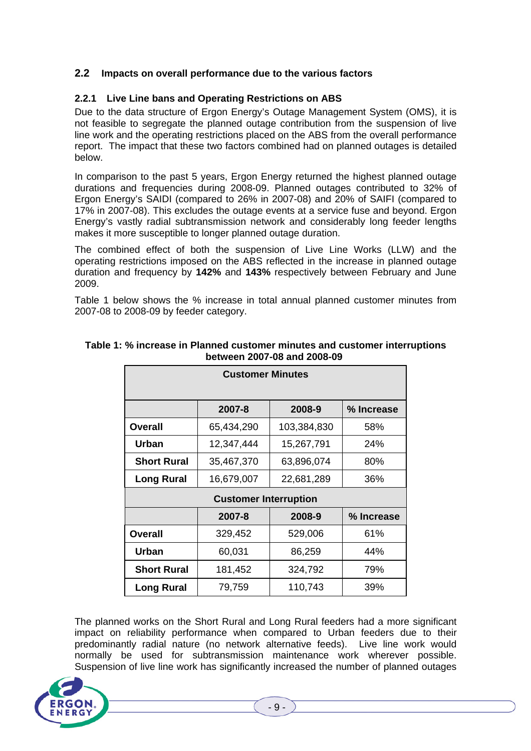## 2.2 Impacts on overall performance due to the various factors

### 2.2.1 Live Line bans and Operating Restrictions on ABS

Due to the data structure of Ergon Energy's Outage Management System (OMS), it is not feasible to segregate the planned outage contribution from the suspension of live line work and the operating restrictions placed on the ABS from the overall performance report. The impact that these two factors combined had on planned outages is detailed below.

In comparison to the past 5 years, Ergon Energy returned the highest planned outage durations and frequencies during 2008-09. Planned outages contributed to 32% of Ergon Energy's SAIDI (compared to 26% in 2007-08) and 20% of SAIFI (compared to 17% in 2007-08). This excludes the outage events at a service fuse and beyond. Ergon Energy's vastly radial subtransmission network and considerably long feeder lengths makes it more susceptible to longer planned outage duration.

The combined effect of both the suspension of Live Line Works (LLW) and the operating restrictions imposed on the ABS reflected in the increase in planned outage duration and frequency by **142%** and **143%** respectively between February and June 2009.

Table 1 below shows the % increase in total annual planned customer minutes from 2007-08 to 2008-09 by feeder category.

**Table 1: % increase in Planned customer minutes and customer interruptions between 2007-08 and 2008-09**

| Customer Minutes | | | |
|---|---|---|---|
| | **2007-8** | **2008-9** | **% Increase** |
| **Overall** | 65,434,290 | 103,384,830 | 58% |
| **Urban** | 12,347,444 | 15,267,791 | 24% |
| **Short Rural** | 35,467,370 | 63,896,074 | 80% |
| **Long Rural** | 16,679,007 | 22,681,289 | 36% |
| **Customer Interruption** | | | |
| | **2007-8** | **2008-9** | **% Increase** |
| **Overall** | 329,452 | 529,006 | 61% |
| **Urban** | 60,031 | 86,259 | 44% |
| **Short Rural** | 181,452 | 324,792 | 79% |
| **Long Rural** | 79,759 | 110,743 | 39% |

The planned works on the Short Rural and Long Rural feeders had a more significant impact on reliability performance when compared to Urban feeders due to their predominantly radial nature (no network alternative feeds). Live line work would normally be used for subtransmission maintenance work wherever possible. Suspension of live line work has significantly increased the number of planned outages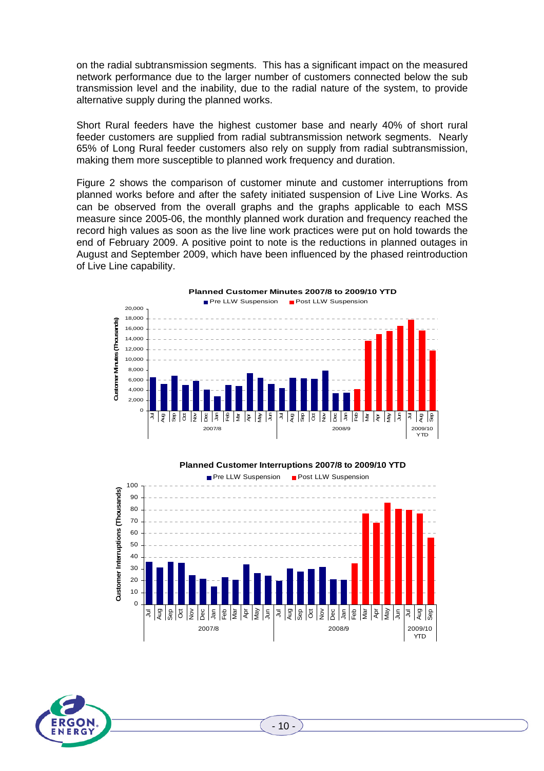on the radial subtransmission segments. This has a significant impact on the measured network performance due to the larger number of customers connected below the sub transmission level and the inability, due to the radial nature of the system, to provide alternative supply during the planned works.

Short Rural feeders have the highest customer base and nearly 40% of short rural feeder customers are supplied from radial subtransmission network segments. Nearly 65% of Long Rural feeder customers also rely on supply from radial subtransmission, making them more susceptible to planned work frequency and duration.

Figure 2 shows the comparison of customer minute and customer interruptions from planned works before and after the safety initiated suspension of Live Line Works. As can be observed from the overall graphs and the graphs applicable to each MSS measure since 2005-06, the monthly planned work duration and frequency reached the record high values as soon as the live line work practices were put on hold towards the end of February 2009. A positive point to note is the reductions in planned outages in August and September 2009, which have been influenced by the phased reintroduction of Live Line capability.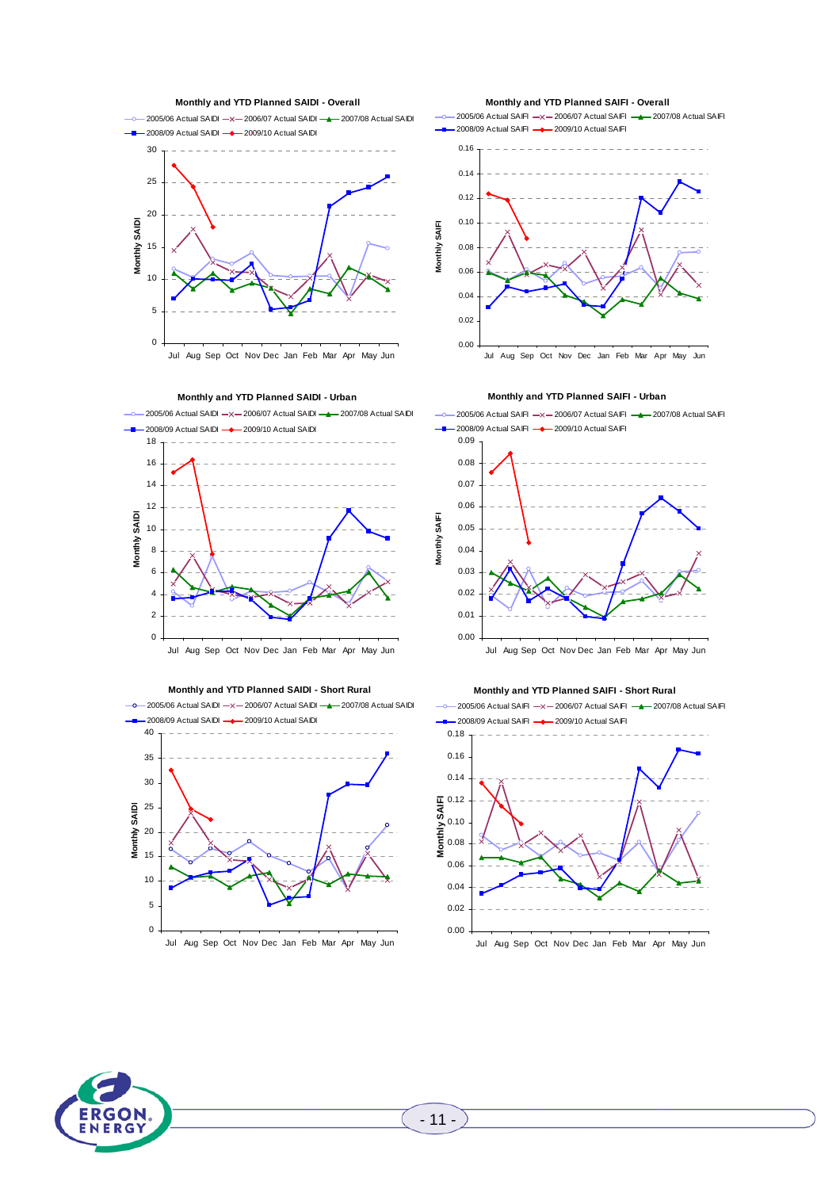**Monthly and YTD Planned SAIDI - Overall**

2005/06 Actual SAIDI — 2006/07 Actual SAIDI — 2007/08 Actual SAIDI — 2008/09 Actual SAIDI — 2009/10 Actual SAIDI

Monthly SAIDI

Jul Aug Sep Oct Nov Dec Jan Feb Mar Apr May Jun

**Monthly and YTD Planned SAIFI - Overall**

2005/06 Actual SAIFI — 2006/07 Actual SAIFI — 2007/08 Actual SAIFI — 2008/09 Actual SAIFI — 2009/10 Actual SAIFI

Monthly SAIFI

Jul Aug Sep Oct Nov Dec Jan Feb Mar Apr May Jun

**Monthly and YTD Planned SAIDI - Urban**

2005/06 Actual SAIDI — 2006/07 Actual SAIDI — 2007/08 Actual SAIDI — 2008/09 Actual SAIDI — 2009/10 Actual SAIDI

Monthly SAIDI

Jul Aug Sep Oct Nov Dec Jan Feb Mar Apr May Jun

**Monthly and YTD Planned SAIFI - Urban**

2005/06 Actual SAIFI — 2006/07 Actual SAIFI — 2007/08 Actual SAIFI — 2008/09 Actual SAIFI — 2009/10 Actual SAIFI

Monthly SAIFI

Jul Aug Sep Oct Nov Dec Jan Feb Mar Apr May Jun

**Monthly and YTD Planned SAIDI - Short Rural**

2005/06 Actual SAIDI — 2006/07 Actual SAIDI — 2007/08 Actual SAIDI — 2008/09 Actual SAIDI — 2009/10 Actual SAIDI

Monthly SAIDI

Jul Aug Sep Oct Nov Dec Jan Feb Mar Apr May Jun

**Monthly and YTD Planned SAIFI - Short Rural**

2005/06 Actual SAIFI — 2006/07 Actual SAIFI — 2007/08 Actual SAIFI — 2008/09 Actual SAIFI — 2009/10 Actual SAIFI

Monthly SAIFI

Jul Aug Sep Oct Nov Dec Jan Feb Mar Apr May Jun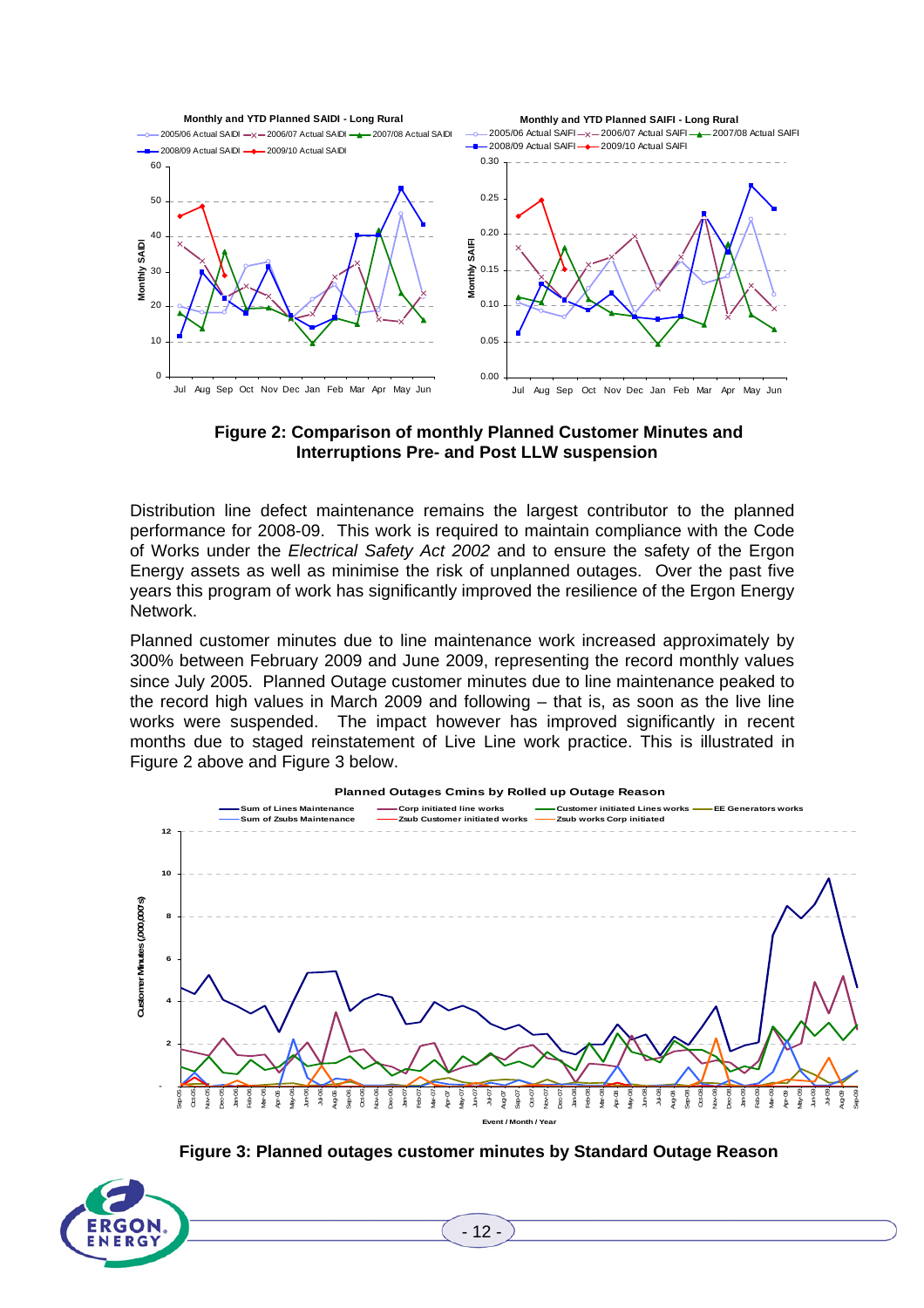**Figure 2: Comparison of monthly Planned Customer Minutes and Interruptions Pre- and Post LLW suspension**

Distribution line defect maintenance remains the largest contributor to the planned performance for 2008-09. This work is required to maintain compliance with the Code of Works under the *Electrical Safety Act 2002* and to ensure the safety of the Ergon Energy assets as well as minimise the risk of unplanned outages. Over the past five years this program of work has significantly improved the resilience of the Ergon Energy Network.

Planned customer minutes due to line maintenance work increased approximately by 300% between February 2009 and June 2009, representing the record monthly values since July 2005. Planned Outage customer minutes due to line maintenance peaked to the record high values in March 2009 and following – that is, as soon as the live line works were suspended. The impact however has improved significantly in recent months due to staged reinstatement of Live Line work practice. This is illustrated in Figure 2 above and Figure 3 below.

**Figure 3: Planned outages customer minutes by Standard Outage Reason**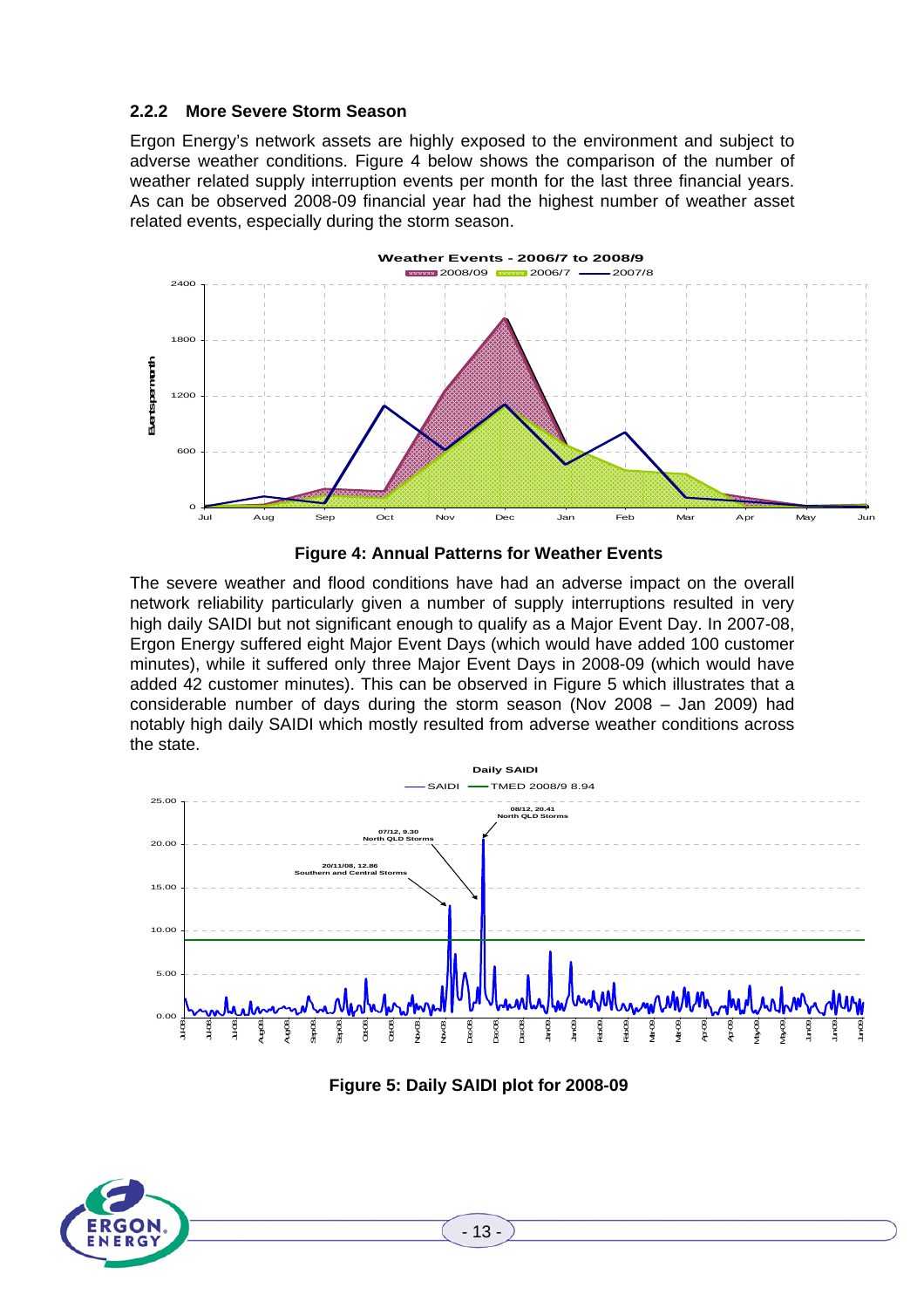### 2.2.2 More Severe Storm Season

Ergon Energy's network assets are highly exposed to the environment and subject to adverse weather conditions. Figure 4 below shows the comparison of the number of weather related supply interruption events per month for the last three financial years. As can be observed 2008-09 financial year had the highest number of weather asset related events, especially during the storm season.

**Figure 4: Annual Patterns for Weather Events**

The severe weather and flood conditions have had an adverse impact on the overall network reliability particularly given a number of supply interruptions resulted in very high daily SAIDI but not significant enough to qualify as a Major Event Day. In 2007-08, Ergon Energy suffered eight Major Event Days (which would have added 100 customer minutes), while it suffered only three Major Event Days in 2008-09 (which would have added 42 customer minutes). This can be observed in Figure 5 which illustrates that a considerable number of days during the storm season (Nov 2008 – Jan 2009) had notably high daily SAIDI which mostly resulted from adverse weather conditions across the state.

**Figure 5: Daily SAIDI plot for 2008-09**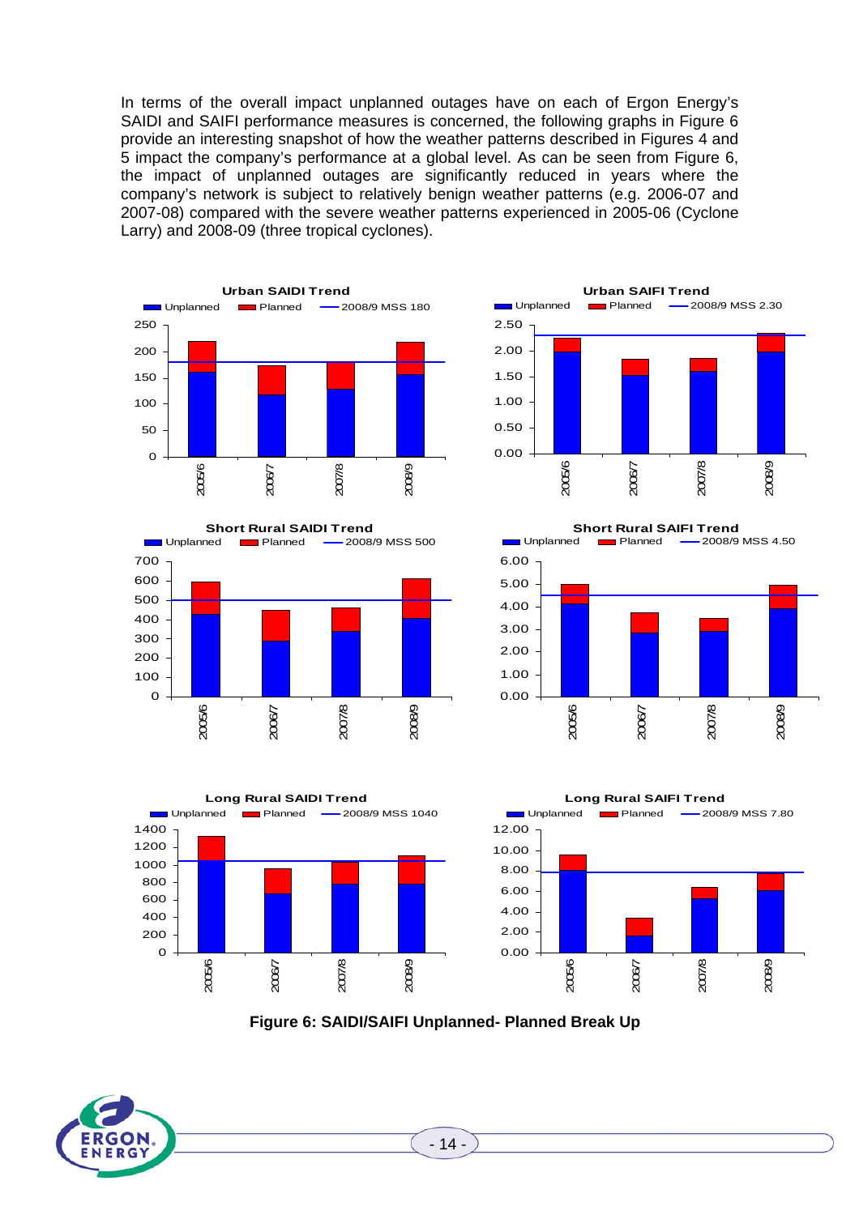In terms of the overall impact unplanned outages have on each of Ergon Energy's SAIDI and SAIFI performance measures is concerned, the following graphs in Figure 6 provide an interesting snapshot of how the weather patterns described in Figures 4 and 5 impact the company's performance at a global level. As can be seen from Figure 6, the impact of unplanned outages are significantly reduced in years where the company's network is subject to relatively benign weather patterns (e.g. 2006-07 and 2007-08) compared with the severe weather patterns experienced in 2005-06 (Cyclone Larry) and 2008-09 (three tropical cyclones).

**Figure 6: SAIDI/SAIFI Unplanned- Planned Break Up**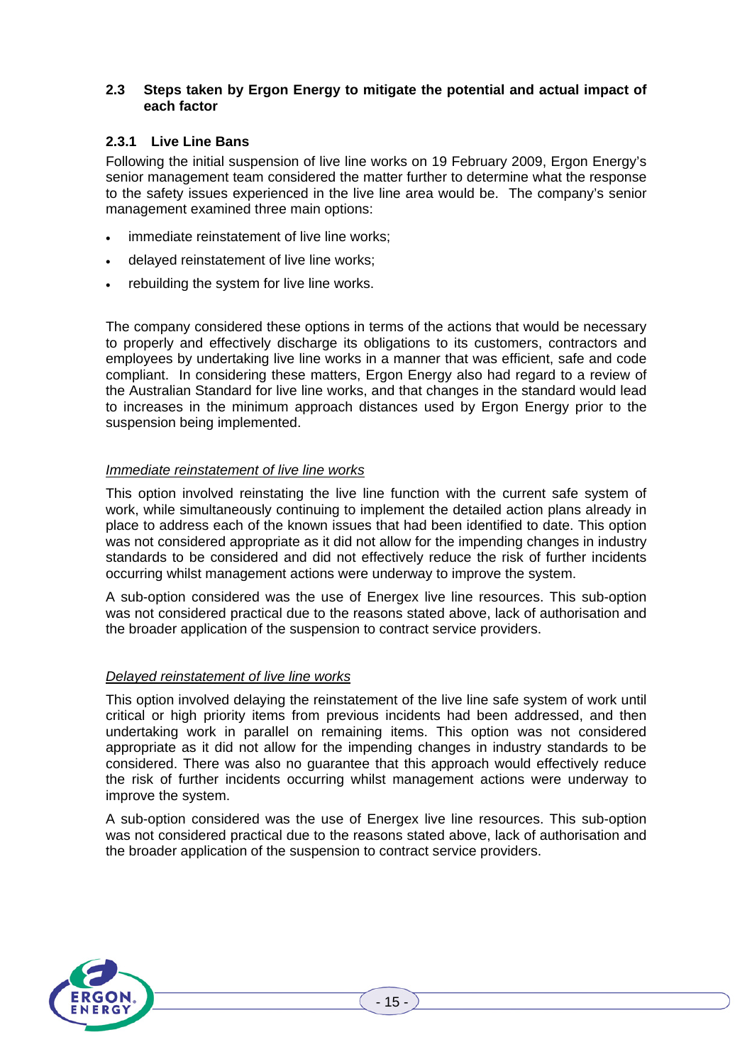## 2.3 Steps taken by Ergon Energy to mitigate the potential and actual impact of each factor

### 2.3.1 Live Line Bans

Following the initial suspension of live line works on 19 February 2009, Ergon Energy's senior management team considered the matter further to determine what the response to the safety issues experienced in the live line area would be. The company's senior management examined three main options:

- immediate reinstatement of live line works;
- delayed reinstatement of live line works;
- rebuilding the system for live line works.

The company considered these options in terms of the actions that would be necessary to properly and effectively discharge its obligations to its customers, contractors and employees by undertaking live line works in a manner that was efficient, safe and code compliant. In considering these matters, Ergon Energy also had regard to a review of the Australian Standard for live line works, and that changes in the standard would lead to increases in the minimum approach distances used by Ergon Energy prior to the suspension being implemented.

*Immediate reinstatement of live line works*

This option involved reinstating the live line function with the current safe system of work, while simultaneously continuing to implement the detailed action plans already in place to address each of the known issues that had been identified to date. This option was not considered appropriate as it did not allow for the impending changes in industry standards to be considered and did not effectively reduce the risk of further incidents occurring whilst management actions were underway to improve the system.

A sub-option considered was the use of Energex live line resources. This sub-option was not considered practical due to the reasons stated above, lack of authorisation and the broader application of the suspension to contract service providers.

*Delayed reinstatement of live line works*

This option involved delaying the reinstatement of the live line safe system of work until critical or high priority items from previous incidents had been addressed, and then undertaking work in parallel on remaining items. This option was not considered appropriate as it did not allow for the impending changes in industry standards to be considered. There was also no guarantee that this approach would effectively reduce the risk of further incidents occurring whilst management actions were underway to improve the system.

A sub-option considered was the use of Energex live line resources. This sub-option was not considered practical due to the reasons stated above, lack of authorisation and the broader application of the suspension to contract service providers.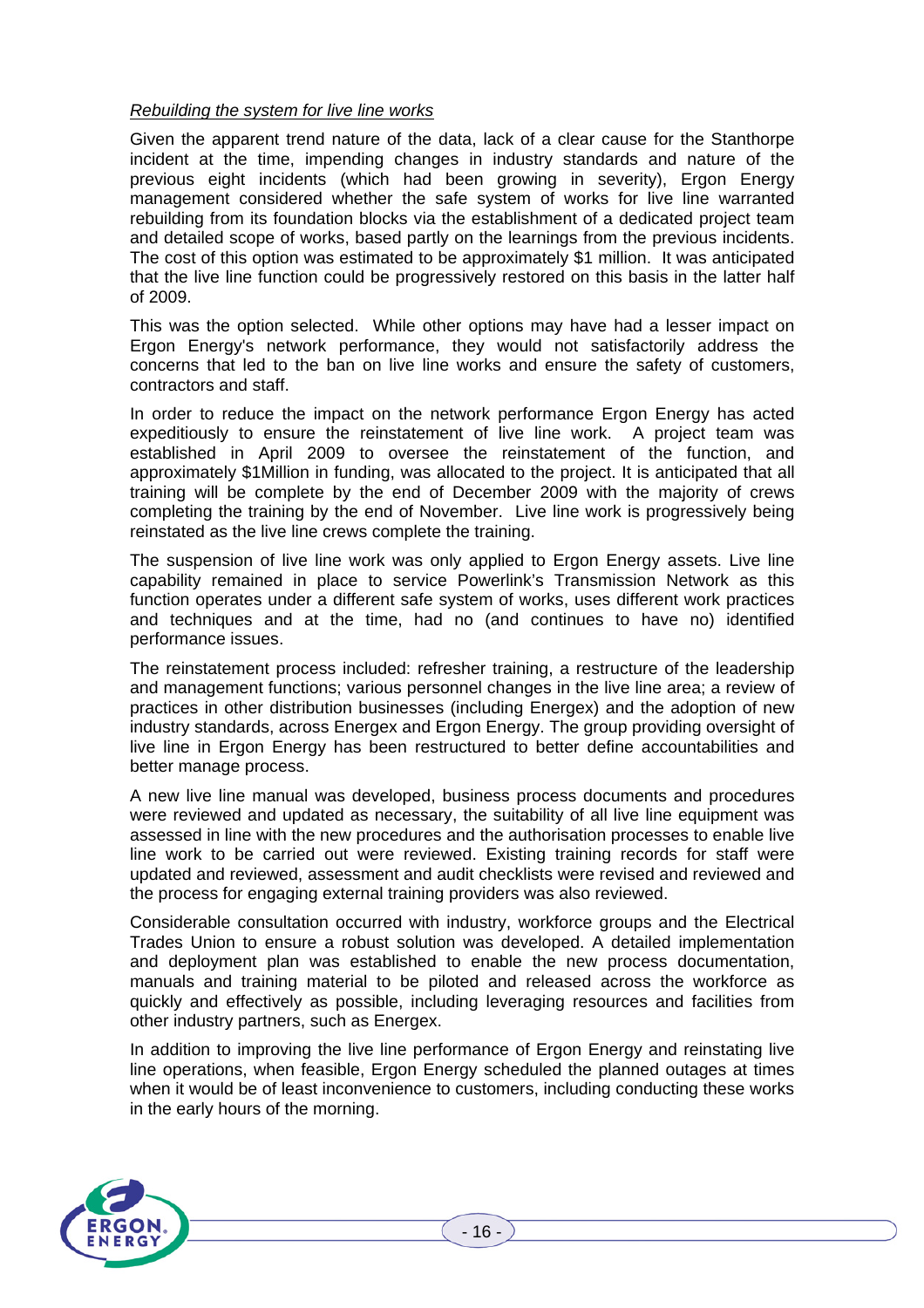*Rebuilding the system for live line works*

Given the apparent trend nature of the data, lack of a clear cause for the Stanthorpe incident at the time, impending changes in industry standards and nature of the previous eight incidents (which had been growing in severity), Ergon Energy management considered whether the safe system of works for live line warranted rebuilding from its foundation blocks via the establishment of a dedicated project team and detailed scope of works, based partly on the learnings from the previous incidents. The cost of this option was estimated to be approximately $1 million. It was anticipated that the live line function could be progressively restored on this basis in the latter half of 2009.

This was the option selected. While other options may have had a lesser impact on Ergon Energy's network performance, they would not satisfactorily address the concerns that led to the ban on live line works and ensure the safety of customers, contractors and staff.

In order to reduce the impact on the network performance Ergon Energy has acted expeditiously to ensure the reinstatement of live line work. A project team was established in April 2009 to oversee the reinstatement of the function, and approximately $1Million in funding, was allocated to the project. It is anticipated that all training will be complete by the end of December 2009 with the majority of crews completing the training by the end of November. Live line work is progressively being reinstated as the live line crews complete the training.

The suspension of live line work was only applied to Ergon Energy assets. Live line capability remained in place to service Powerlink's Transmission Network as this function operates under a different safe system of works, uses different work practices and techniques and at the time, had no (and continues to have no) identified performance issues.

The reinstatement process included: refresher training, a restructure of the leadership and management functions; various personnel changes in the live line area; a review of practices in other distribution businesses (including Energex) and the adoption of new industry standards, across Energex and Ergon Energy. The group providing oversight of live line in Ergon Energy has been restructured to better define accountabilities and better manage process.

A new live line manual was developed, business process documents and procedures were reviewed and updated as necessary, the suitability of all live line equipment was assessed in line with the new procedures and the authorisation processes to enable live line work to be carried out were reviewed. Existing training records for staff were updated and reviewed, assessment and audit checklists were revised and reviewed and the process for engaging external training providers was also reviewed.

Considerable consultation occurred with industry, workforce groups and the Electrical Trades Union to ensure a robust solution was developed. A detailed implementation and deployment plan was established to enable the new process documentation, manuals and training material to be piloted and released across the workforce as quickly and effectively as possible, including leveraging resources and facilities from other industry partners, such as Energex.

In addition to improving the live line performance of Ergon Energy and reinstating live line operations, when feasible, Ergon Energy scheduled the planned outages at times when it would be of least inconvenience to customers, including conducting these works in the early hours of the morning.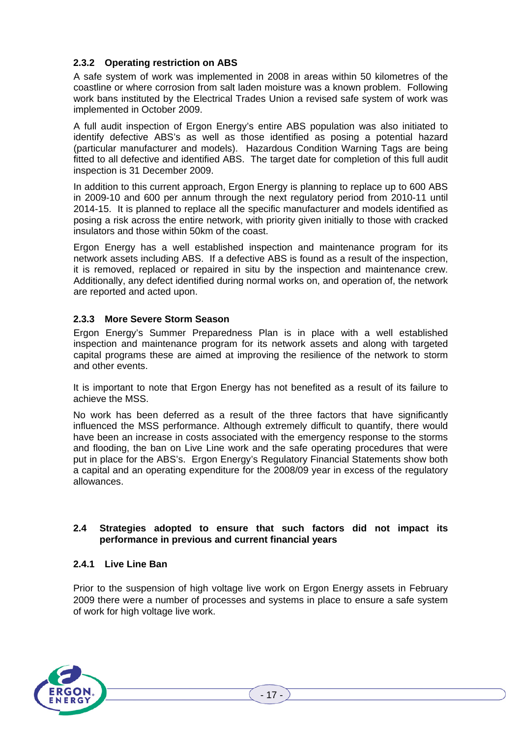### 2.3.2 Operating restriction on ABS

A safe system of work was implemented in 2008 in areas within 50 kilometres of the coastline or where corrosion from salt laden moisture was a known problem. Following work bans instituted by the Electrical Trades Union a revised safe system of work was implemented in October 2009.

A full audit inspection of Ergon Energy's entire ABS population was also initiated to identify defective ABS's as well as those identified as posing a potential hazard (particular manufacturer and models). Hazardous Condition Warning Tags are being fitted to all defective and identified ABS. The target date for completion of this full audit inspection is 31 December 2009.

In addition to this current approach, Ergon Energy is planning to replace up to 600 ABS in 2009-10 and 600 per annum through the next regulatory period from 2010-11 until 2014-15. It is planned to replace all the specific manufacturer and models identified as posing a risk across the entire network, with priority given initially to those with cracked insulators and those within 50km of the coast.

Ergon Energy has a well established inspection and maintenance program for its network assets including ABS. If a defective ABS is found as a result of the inspection, it is removed, replaced or repaired in situ by the inspection and maintenance crew. Additionally, any defect identified during normal works on, and operation of, the network are reported and acted upon.

### 2.3.3 More Severe Storm Season

Ergon Energy's Summer Preparedness Plan is in place with a well established inspection and maintenance program for its network assets and along with targeted capital programs these are aimed at improving the resilience of the network to storm and other events.

It is important to note that Ergon Energy has not benefited as a result of its failure to achieve the MSS.

No work has been deferred as a result of the three factors that have significantly influenced the MSS performance. Although extremely difficult to quantify, there would have been an increase in costs associated with the emergency response to the storms and flooding, the ban on Live Line work and the safe operating procedures that were put in place for the ABS's. Ergon Energy's Regulatory Financial Statements show both a capital and an operating expenditure for the 2008/09 year in excess of the regulatory allowances.

## 2.4 Strategies adopted to ensure that such factors did not impact its performance in previous and current financial years

### 2.4.1 Live Line Ban

Prior to the suspension of high voltage live work on Ergon Energy assets in February 2009 there were a number of processes and systems in place to ensure a safe system of work for high voltage live work.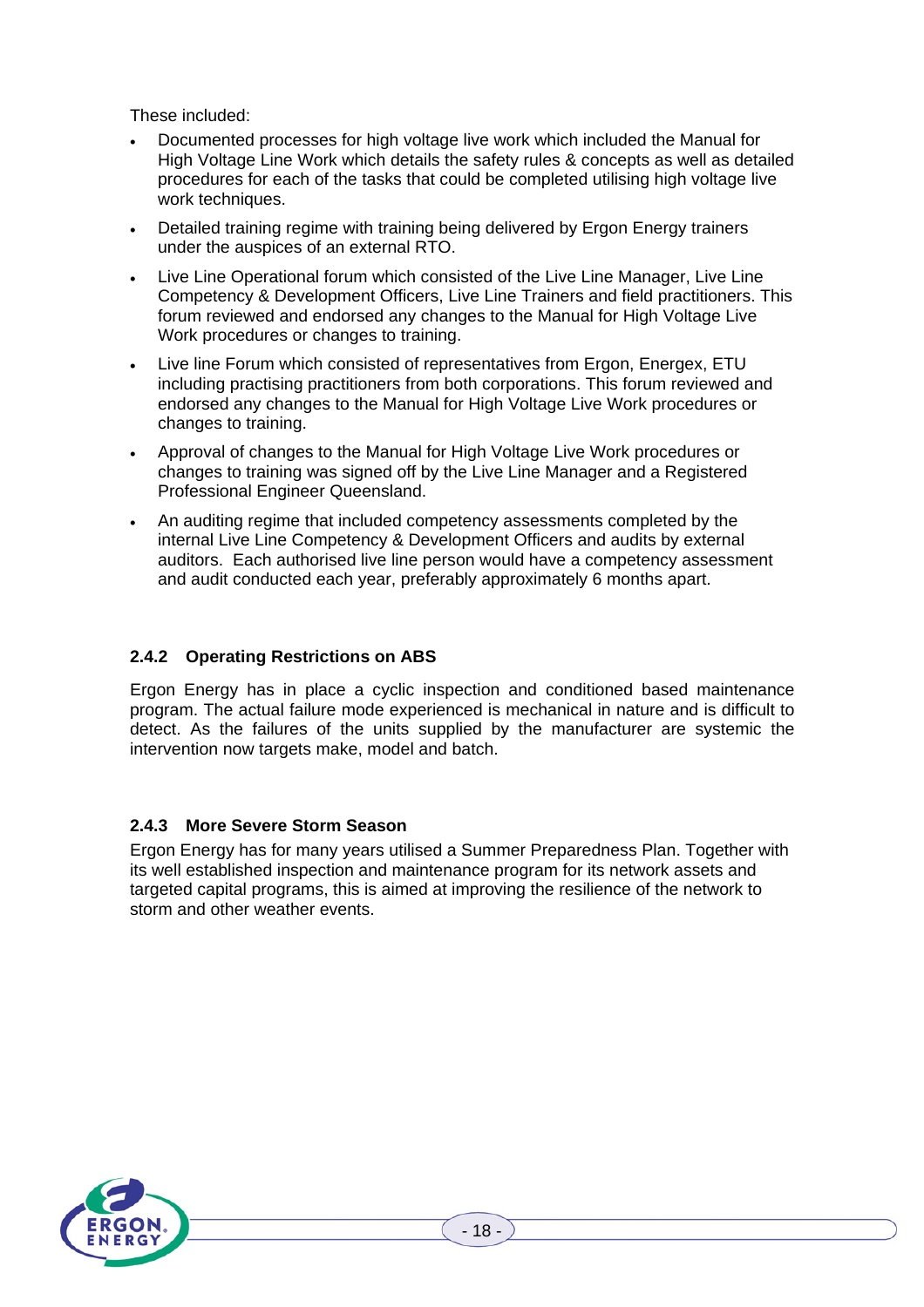These included:

- Documented processes for high voltage live work which included the Manual for High Voltage Line Work which details the safety rules & concepts as well as detailed procedures for each of the tasks that could be completed utilising high voltage live work techniques.
- Detailed training regime with training being delivered by Ergon Energy trainers under the auspices of an external RTO.
- Live Line Operational forum which consisted of the Live Line Manager, Live Line Competency & Development Officers, Live Line Trainers and field practitioners. This forum reviewed and endorsed any changes to the Manual for High Voltage Live Work procedures or changes to training.
- Live line Forum which consisted of representatives from Ergon, Energex, ETU including practising practitioners from both corporations. This forum reviewed and endorsed any changes to the Manual for High Voltage Live Work procedures or changes to training.
- Approval of changes to the Manual for High Voltage Live Work procedures or changes to training was signed off by the Live Line Manager and a Registered Professional Engineer Queensland.
- An auditing regime that included competency assessments completed by the internal Live Line Competency & Development Officers and audits by external auditors. Each authorised live line person would have a competency assessment and audit conducted each year, preferably approximately 6 months apart.

### 2.4.2 Operating Restrictions on ABS

Ergon Energy has in place a cyclic inspection and conditioned based maintenance program. The actual failure mode experienced is mechanical in nature and is difficult to detect. As the failures of the units supplied by the manufacturer are systemic the intervention now targets make, model and batch.

### 2.4.3 More Severe Storm Season

Ergon Energy has for many years utilised a Summer Preparedness Plan. Together with its well established inspection and maintenance program for its network assets and targeted capital programs, this is aimed at improving the resilience of the network to storm and other weather events.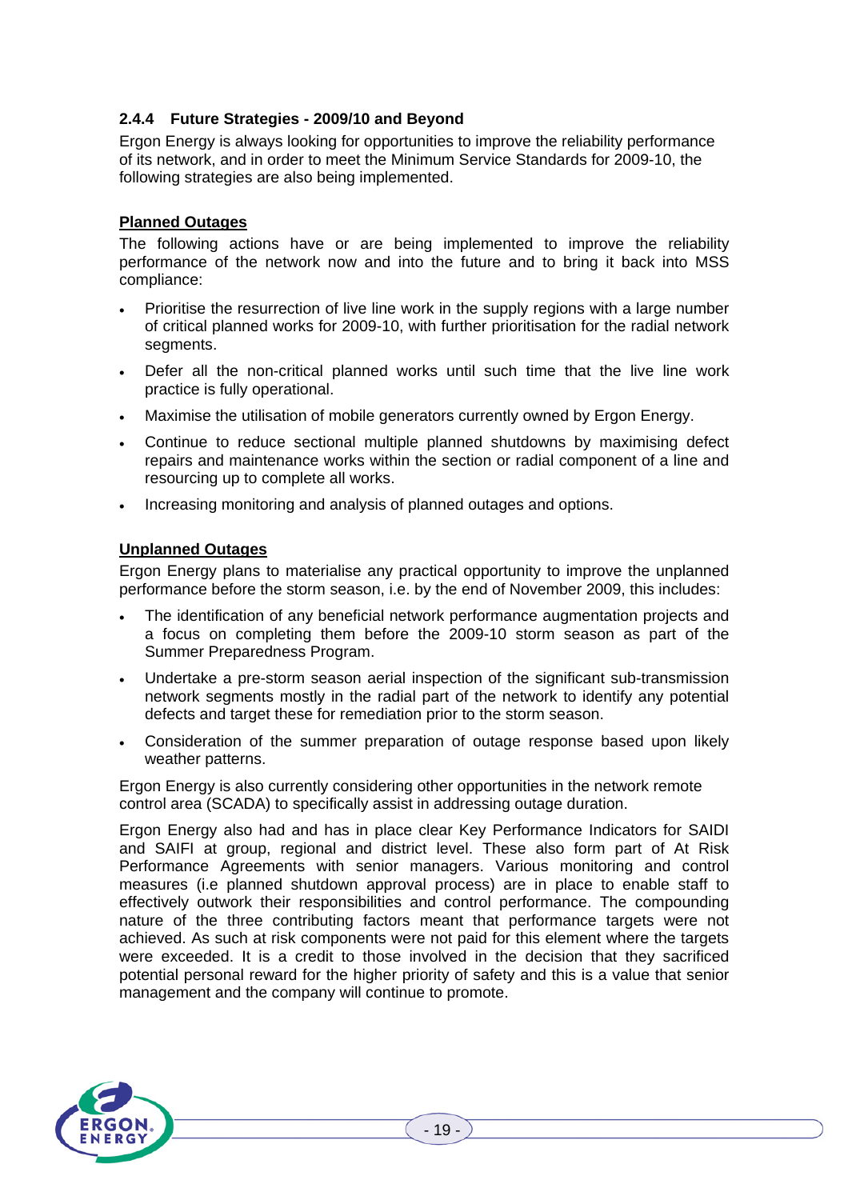### 2.4.4 Future Strategies - 2009/10 and Beyond

Ergon Energy is always looking for opportunities to improve the reliability performance of its network, and in order to meet the Minimum Service Standards for 2009-10, the following strategies are also being implemented.

**Planned Outages**

The following actions have or are being implemented to improve the reliability performance of the network now and into the future and to bring it back into MSS compliance:

- Prioritise the resurrection of live line work in the supply regions with a large number of critical planned works for 2009-10, with further prioritisation for the radial network segments.
- Defer all the non-critical planned works until such time that the live line work practice is fully operational.
- Maximise the utilisation of mobile generators currently owned by Ergon Energy.
- Continue to reduce sectional multiple planned shutdowns by maximising defect repairs and maintenance works within the section or radial component of a line and resourcing up to complete all works.
- Increasing monitoring and analysis of planned outages and options.

**Unplanned Outages**

Ergon Energy plans to materialise any practical opportunity to improve the unplanned performance before the storm season, i.e. by the end of November 2009, this includes:

- The identification of any beneficial network performance augmentation projects and a focus on completing them before the 2009-10 storm season as part of the Summer Preparedness Program.
- Undertake a pre-storm season aerial inspection of the significant sub-transmission network segments mostly in the radial part of the network to identify any potential defects and target these for remediation prior to the storm season.
- Consideration of the summer preparation of outage response based upon likely weather patterns.

Ergon Energy is also currently considering other opportunities in the network remote control area (SCADA) to specifically assist in addressing outage duration.

Ergon Energy also had and has in place clear Key Performance Indicators for SAIDI and SAIFI at group, regional and district level. These also form part of At Risk Performance Agreements with senior managers. Various monitoring and control measures (i.e planned shutdown approval process) are in place to enable staff to effectively outwork their responsibilities and control performance. The compounding nature of the three contributing factors meant that performance targets were not achieved. As such at risk components were not paid for this element where the targets were exceeded. It is a credit to those involved in the decision that they sacrificed potential personal reward for the higher priority of safety and this is a value that senior management and the company will continue to promote.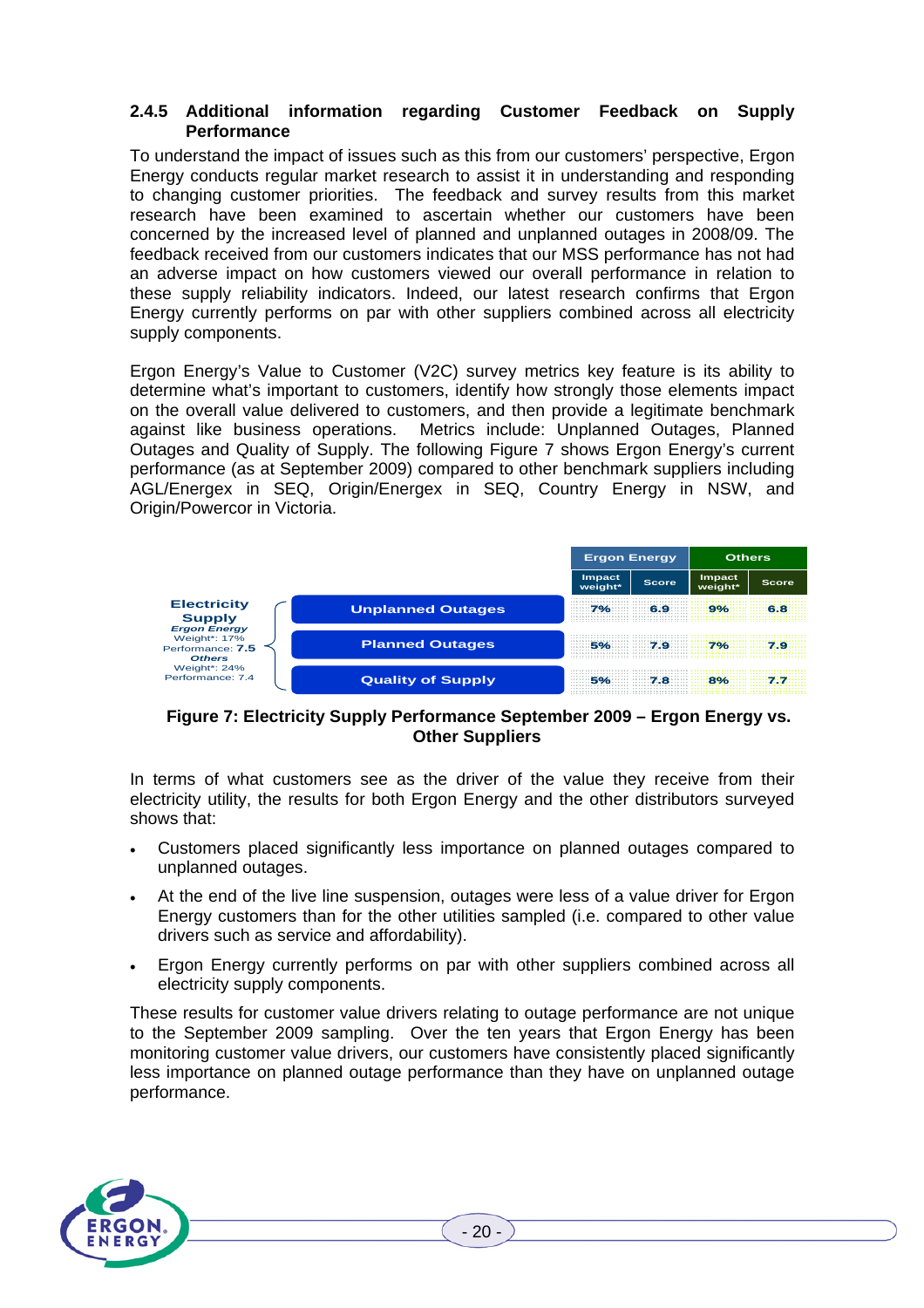### 2.4.5 Additional information regarding Customer Feedback on Supply Performance

To understand the impact of issues such as this from our customers' perspective, Ergon Energy conducts regular market research to assist it in understanding and responding to changing customer priorities. The feedback and survey results from this market research have been examined to ascertain whether our customers have been concerned by the increased level of planned and unplanned outages in 2008/09. The feedback received from our customers indicates that our MSS performance has not had an adverse impact on how customers viewed our overall performance in relation to these supply reliability indicators. Indeed, our latest research confirms that Ergon Energy currently performs on par with other suppliers combined across all electricity supply components.

Ergon Energy's Value to Customer (V2C) survey metrics key feature is its ability to determine what's important to customers, identify how strongly those elements impact on the overall value delivered to customers, and then provide a legitimate benchmark against like business operations. Metrics include: Unplanned Outages, Planned Outages and Quality of Supply. The following Figure 7 shows Ergon Energy's current performance (as at September 2009) compared to other benchmark suppliers including AGL/Energex in SEQ, Origin/Energex in SEQ, Country Energy in NSW, and Origin/Powercor in Victoria.

Electricity Supply
Ergon Energy Weight*: 17% Performance: 7.5
Others Weight*: 24% Performance: 7.4

| | Ergon Energy | | Others | |
|---|---|---|---|---|
| | Impact weight* | Score | Impact weight* | Score |
| Unplanned Outages | 7% | 6.9 | 9% | 6.8 |
| Planned Outages | 5% | 7.9 | 7% | 7.9 |
| Quality of Supply | 5% | 7.8 | 8% | 7.7 |

**Figure 7: Electricity Supply Performance September 2009 – Ergon Energy vs. Other Suppliers**

In terms of what customers see as the driver of the value they receive from their electricity utility, the results for both Ergon Energy and the other distributors surveyed shows that:

- Customers placed significantly less importance on planned outages compared to unplanned outages.
- At the end of the live line suspension, outages were less of a value driver for Ergon Energy customers than for the other utilities sampled (i.e. compared to other value drivers such as service and affordability).
- Ergon Energy currently performs on par with other suppliers combined across all electricity supply components.

These results for customer value drivers relating to outage performance are not unique to the September 2009 sampling. Over the ten years that Ergon Energy has been monitoring customer value drivers, our customers have consistently placed significantly less importance on planned outage performance than they have on unplanned outage performance.